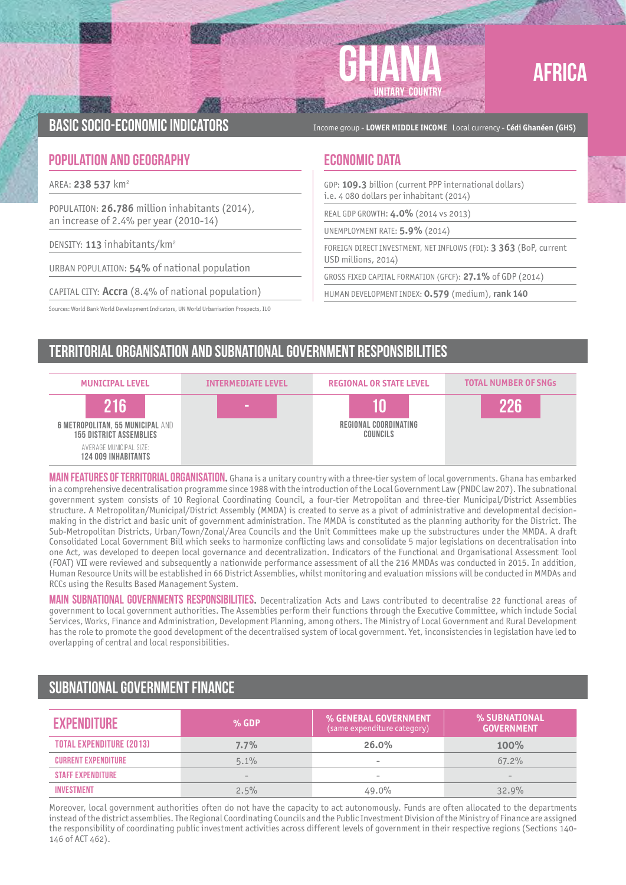# GHANA

UNITARY COUNTRY

AFRICA

## BASIC SOCIO-ECONOMIC INDICATORS

Income group - **LOWER MIDDLE INCOME** Local currency - **Cédi Ghanéen (GHS)**

### POPULATION AND GEOGRAPHY

AREA: **238 537** km²

POPULATION: **26.786** million inhabitants (2014), an increase of 2.4% per year (2010-14)

DENSITY: **113** inhabitants/km²

URBAN POPULATION: **54%** of national population

CAPITAL CITY: **Accra** (8.4% of national population)

Sources: World Bank World Development Indicators, UN World Urbanisation Prospects, ILO

### ECONOMIC DATA

GDP: **109.3** billion (current PPP international dollars) i.e. 4 080 dollars per inhabitant (2014)

REAL GDP GROWTH: **4.0%** (2014 vs 2013)

UNEMPLOYMENT RATE: **5.9%** (2014)

FOREIGN DIRECT INVESTMENT, NET INFLOWS (FDI): **3 363** (BoP, current USD millions, 2014)

GROSS FIXED CAPITAL FORMATION (GFCF): **27.1%** of GDP (2014)

HUMAN DEVELOPMENT INDEX: **0.579** (medium), **rank 140**

## TERRITORIAL ORGANISATION AND SUBNATIONAL GOVERNMENT RESPONSIBILITIES

| MUNICIPAL LEVEL | INTERMEDIATE LEVEL | REGIONAL OR STATE LEVEL | TOTAL NUMBER OF SNGs |
|---|---|---|---|
| **216** | - | **10** | **226** |
| 6 METROPOLITAN, 55 MUNICIPAL AND 155 DISTRICT ASSEMBLIES<br>AVERAGE MUNICIPAL SIZE: 124 009 INHABITANTS | | REGIONAL COORDINATING COUNCILS | |

**MAIN FEATURES OF TERRITORIAL ORGANISATION.** Ghana is a unitary country with a three-tier system of local governments. Ghana has embarked in a comprehensive decentralisation programme since 1988 with the introduction of the Local Government Law (PNDC law 207). The subnational government system consists of 10 Regional Coordinating Council, a four-tier Metropolitan and three-tier Municipal/District Assemblies structure. A Metropolitan/Municipal/District Assembly (MMDA) is created to serve as a pivot of administrative and developmental decision-making in the district and basic unit of government administration. The MMDA is constituted as the planning authority for the District. The Sub-Metropolitan Districts, Urban/Town/Zonal/Area Councils and the Unit Committees make up the substructures under the MMDA. A draft Consolidated Local Government Bill which seeks to harmonize conflicting laws and consolidate 5 major legislations on decentralisation into one Act, was developed to deepen local governance and decentralization. Indicators of the Functional and Organisational Assessment Tool (FOAT) VII were reviewed and subsequently a nationwide performance assessment of all the 216 MMDAs was conducted in 2015. In addition, Human Resource Units will be established in 66 District Assemblies, whilst monitoring and evaluation missions will be conducted in MMDAs and RCCs using the Results Based Management System.

**MAIN SUBNATIONAL GOVERNMENTS RESPONSIBILITIES.** Decentralization Acts and Laws contributed to decentralise 22 functional areas of government to local government authorities. The Assemblies perform their functions through the Executive Committee, which include Social Services, Works, Finance and Administration, Development Planning, among others. The Ministry of Local Government and Rural Development has the role to promote the good development of the decentralised system of local government. Yet, inconsistencies in legislation have led to overlapping of central and local responsibilities.

## SUBNATIONAL GOVERNMENT FINANCE

| EXPENDITURE | % GDP | % GENERAL GOVERNMENT (same expenditure category) | % SUBNATIONAL GOVERNMENT |
|---|---|---|---|
| TOTAL EXPENDITURE (2013) | 7.7% | 26.0% | 100% |
| CURRENT EXPENDITURE | 5.1% | - | 67.2% |
| STAFF EXPENDITURE | - | - | - |
| INVESTMENT | 2.5% | 49.0% | 32.9% |

Moreover, local government authorities often do not have the capacity to act autonomously. Funds are often allocated to the departments instead of the district assemblies. The Regional Coordinating Councils and the Public Investment Division of the Ministry of Finance are assigned the responsibility of coordinating public investment activities across different levels of government in their respective regions (Sections 140-146 of ACT 462).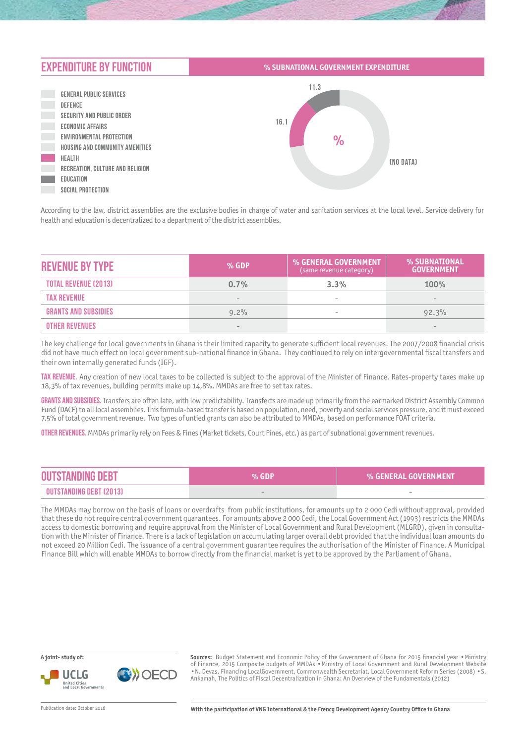## EXPENDITURE BY FUNCTION

% SUBNATIONAL GOVERNMENT EXPENDITURE

GENERAL PUBLIC SERVICES
DEFENCE
SECURITY AND PUBLIC ORDER
ECONOMIC AFFAIRS
ENVIRONMENTAL PROTECTION
HOUSING AND COMMUNITY AMENITIES
HEALTH
RECREATION, CULTURE AND RELIGION
EDUCATION
SOCIAL PROTECTION

11.3
16.1
%
(NO DATA)

According to the law, district assemblies are the exclusive bodies in charge of water and sanitation services at the local level. Service delivery for health and education is decentralized to a department of the district assemblies.

| REVENUE BY TYPE | % GDP | % GENERAL GOVERNMENT (same revenue category) | % SUBNATIONAL GOVERNMENT |
|---|---|---|---|
| TOTAL REVENUE (2013) | 0.7% | 3.3% | 100% |
| TAX REVENUE | - | - | - |
| GRANTS AND SUBSIDIES | 9.2% | - | 92.3% |
| OTHER REVENUES | - | | - |

The key challenge for local governments in Ghana is their limited capacity to generate sufficient local revenues. The 2007/2008 financial crisis did not have much effect on local government sub-national finance in Ghana. They continued to rely on intergovernmental fiscal transfers and their own internally generated funds (IGF).

**TAX REVENUE.** Any creation of new local taxes to be collected is subject to the approval of the Minister of Finance. Rates-property taxes make up 18,3% of tax revenues, building permits make up 14,8%. MMDAs are free to set tax rates.

**GRANTS AND SUBSIDIES.** Transfers are often late, with low predictability. Transferts are made up primarily from the earmarked District Assembly Common Fund (DACF) to all local assemblies. This formula-based transfer is based on population, need, poverty and social services pressure, and it must exceed 7.5% of total government revenue. Two types of untied grants can also be attributed to MMDAs, based on performance FOAT criteria.

**OTHER REVENUES.** MMDAs primarily rely on Fees & Fines (Market tickets, Court Fines, etc.) as part of subnational government revenues.

| OUTSTANDING DEBT | % GDP | % GENERAL GOVERNMENT |
|---|---|---|
| OUTSTANDING DEBT (2013) | - | - |

The MMDAs may borrow on the basis of loans or overdrafts from public institutions, for amounts up to 2 000 Cedi without approval, provided that these do not require central government guarantees. For amounts above 2 000 Cedi, the Local Government Act (1993) restricts the MMDAs access to domestic borrowing and require approval from the Minister of Local Government and Rural Development (MLGRD), given in consultation with the Minister of Finance. There is a lack of legislation on accumulating larger overall debt provided that the individual loan amounts do not exceed 20 Million Cedi. The issuance of a central government guarantee requires the authorisation of the Minister of Finance. A Municipal Finance Bill which will enable MMDAs to borrow directly from the financial market is yet to be approved by the Parliament of Ghana.

**A joint- study of:** UCLG United Cities and Local Governments, OECD

**Sources:** Budget Statement and Economic Policy of the Government of Ghana for 2015 financial year • Ministry of Finance, 2015 Composite budgets of MMDAs • Ministry of Local Government and Rural Development Website • N. Devas, Financing LocalGovernment, Commonwealth Secretariat, Local Government Reform Series (2008) • S. Ankamah, The Politics of Fiscal Decentralization in Ghana: An Overview of the Fundamentals (2012)

Publication date: October 2016

**With the participation of VNG International & the Frencg Development Agency Country Office in Ghana**